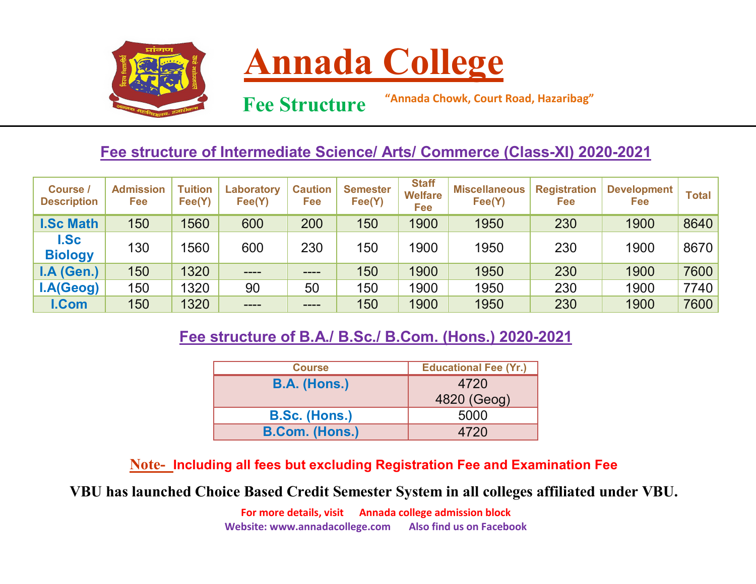# Annada College

## Fee Structure

"Annada Chowk, Court Road, Hazaribag"

### Fee structure of Intermediate Science/ Arts/ Commerce (Class-XI) 2020-2021

| Course / Description | Admission Fee | Tuition Fee(Y) | Laboratory Fee(Y) | Caution Fee | Semester Fee(Y) | Staff Welfare Fee | Miscellaneous Fee(Y) | Registration Fee | Development Fee | Total |
|---|---|---|---|---|---|---|---|---|---|---|
| I.Sc Math | 150 | 1560 | 600 | 200 | 150 | 1900 | 1950 | 230 | 1900 | 8640 |
| I.Sc Biology | 130 | 1560 | 600 | 230 | 150 | 1900 | 1950 | 230 | 1900 | 8670 |
| I.A (Gen.) | 150 | 1320 | ---- | ---- | 150 | 1900 | 1950 | 230 | 1900 | 7600 |
| I.A(Geog) | 150 | 1320 | 90 | 50 | 150 | 1900 | 1950 | 230 | 1900 | 7740 |
| I.Com | 150 | 1320 | ---- | ---- | 150 | 1900 | 1950 | 230 | 1900 | 7600 |

### Fee structure of B.A./ B.Sc./ B.Com. (Hons.) 2020-2021

| Course | Educational Fee (Yr.) |
|---|---|
| B.A. (Hons.) | 4720<br>4820 (Geog) |
| B.Sc. (Hons.) | 5000 |
| B.Com. (Hons.) | 4720 |

**Note-** Including all fees but excluding Registration Fee and Examination Fee

**VBU has launched Choice Based Credit Semester System in all colleges affiliated under VBU.**

For more details, visit Annada college admission block

Website: www.annadacollege.com Also find us on Facebook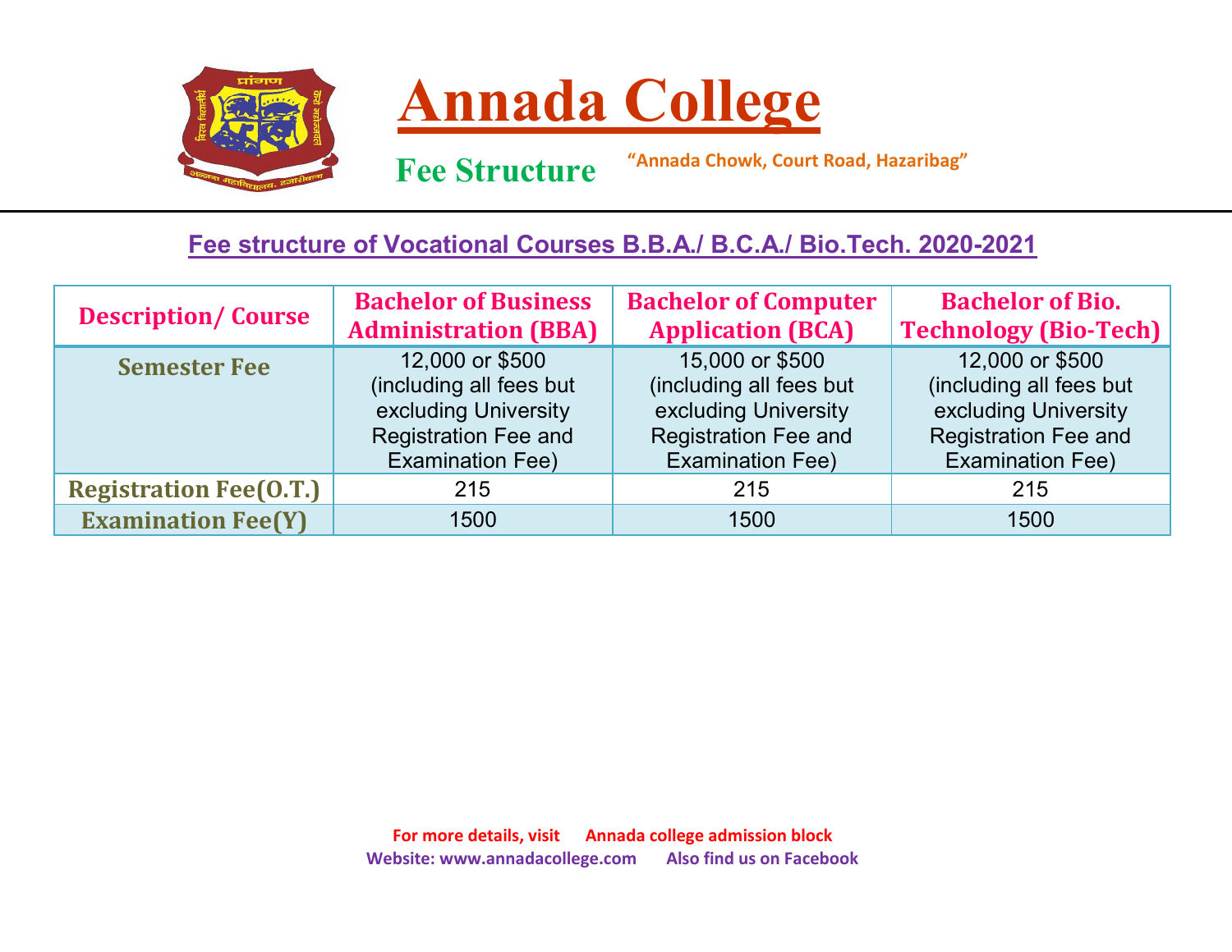# Annada College

## Fee Structure

"Annada Chowk, Court Road, Hazaribag"

### Fee structure of Vocational Courses B.B.A./ B.C.A./ Bio.Tech. 2020-2021

| Description/ Course | Bachelor of Business Administration (BBA) | Bachelor of Computer Application (BCA) | Bachelor of Bio. Technology (Bio-Tech) |
|---|---|---|---|
| Semester Fee | 12,000 or $500 (including all fees but excluding University Registration Fee and Examination Fee) | 15,000 or $500 (including all fees but excluding University Registration Fee and Examination Fee) | 12,000 or $500 (including all fees but excluding University Registration Fee and Examination Fee) |
| Registration Fee(O.T.) | 215 | 215 | 215 |
| Examination Fee(Y) | 1500 | 1500 | 1500 |

**For more details, visit Annada college admission block**

**Website: www.annadacollege.com Also find us on Facebook**